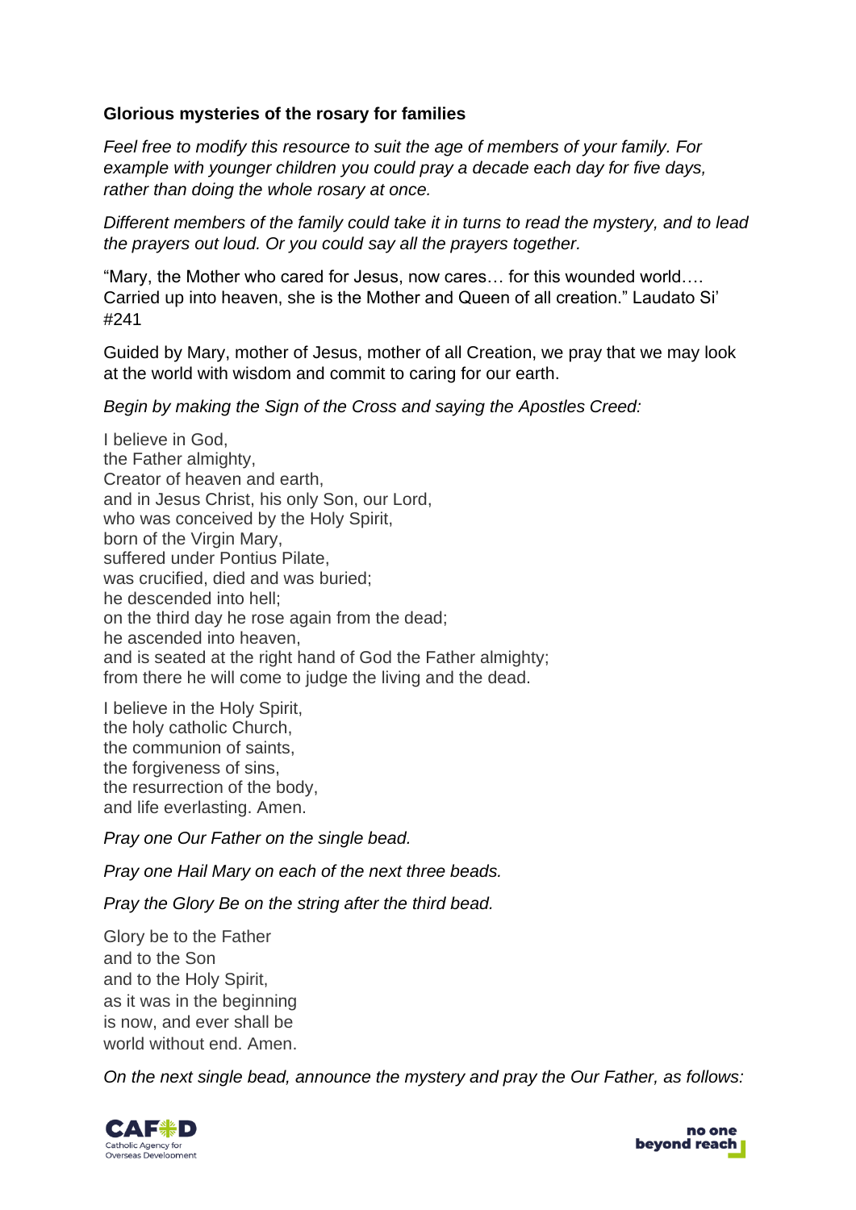**Glorious mysteries of the rosary for families**

*Feel free to modify this resource to suit the age of members of your family. For example with younger children you could pray a decade each day for five days, rather than doing the whole rosary at once.*

*Different members of the family could take it in turns to read the mystery, and to lead the prayers out loud. Or you could say all the prayers together.*

"Mary, the Mother who cared for Jesus, now cares… for this wounded world…. Carried up into heaven, she is the Mother and Queen of all creation." Laudato Si' #241

Guided by Mary, mother of Jesus, mother of all Creation, we pray that we may look at the world with wisdom and commit to caring for our earth.

*Begin by making the Sign of the Cross and saying the Apostles Creed:*

I believe in God,
the Father almighty,
Creator of heaven and earth,
and in Jesus Christ, his only Son, our Lord,
who was conceived by the Holy Spirit,
born of the Virgin Mary,
suffered under Pontius Pilate,
was crucified, died and was buried;
he descended into hell;
on the third day he rose again from the dead;
he ascended into heaven,
and is seated at the right hand of God the Father almighty;
from there he will come to judge the living and the dead.

I believe in the Holy Spirit,
the holy catholic Church,
the communion of saints,
the forgiveness of sins,
the resurrection of the body,
and life everlasting. Amen.

*Pray one Our Father on the single bead.*

*Pray one Hail Mary on each of the next three beads.*

*Pray the Glory Be on the string after the third bead.*

Glory be to the Father
and to the Son
and to the Holy Spirit,
as it was in the beginning
is now, and ever shall be
world without end. Amen.

*On the next single bead, announce the mystery and pray the Our Father, as follows:*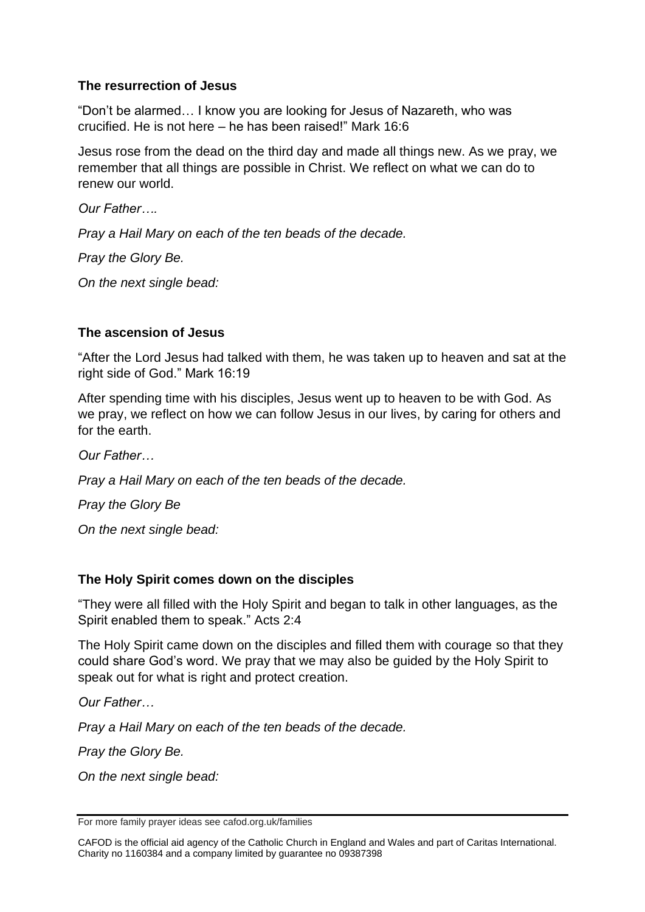### The resurrection of Jesus

"Don't be alarmed… I know you are looking for Jesus of Nazareth, who was crucified. He is not here – he has been raised!" Mark 16:6

Jesus rose from the dead on the third day and made all things new. As we pray, we remember that all things are possible in Christ. We reflect on what we can do to renew our world.

*Our Father….*

*Pray a Hail Mary on each of the ten beads of the decade.*

*Pray the Glory Be.*

*On the next single bead:*

### The ascension of Jesus

"After the Lord Jesus had talked with them, he was taken up to heaven and sat at the right side of God." Mark 16:19

After spending time with his disciples, Jesus went up to heaven to be with God. As we pray, we reflect on how we can follow Jesus in our lives, by caring for others and for the earth.

*Our Father…*

*Pray a Hail Mary on each of the ten beads of the decade.*

*Pray the Glory Be*

*On the next single bead:*

### The Holy Spirit comes down on the disciples

"They were all filled with the Holy Spirit and began to talk in other languages, as the Spirit enabled them to speak." Acts 2:4

The Holy Spirit came down on the disciples and filled them with courage so that they could share God's word. We pray that we may also be guided by the Holy Spirit to speak out for what is right and protect creation.

*Our Father…*

*Pray a Hail Mary on each of the ten beads of the decade.*

*Pray the Glory Be.*

*On the next single bead:*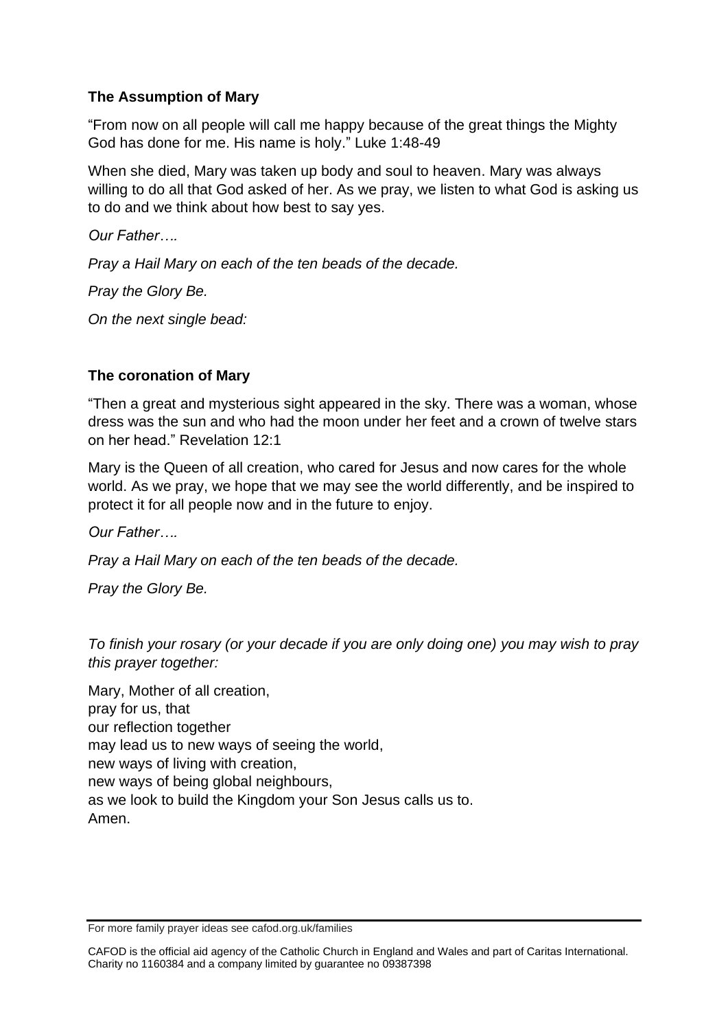**The Assumption of Mary**

"From now on all people will call me happy because of the great things the Mighty God has done for me. His name is holy." Luke 1:48-49

When she died, Mary was taken up body and soul to heaven. Mary was always willing to do all that God asked of her. As we pray, we listen to what God is asking us to do and we think about how best to say yes.

*Our Father….*

*Pray a Hail Mary on each of the ten beads of the decade.*

*Pray the Glory Be.*

*On the next single bead:*

**The coronation of Mary**

"Then a great and mysterious sight appeared in the sky. There was a woman, whose dress was the sun and who had the moon under her feet and a crown of twelve stars on her head." Revelation 12:1

Mary is the Queen of all creation, who cared for Jesus and now cares for the whole world. As we pray, we hope that we may see the world differently, and be inspired to protect it for all people now and in the future to enjoy.

*Our Father….*

*Pray a Hail Mary on each of the ten beads of the decade.*

*Pray the Glory Be.*

*To finish your rosary (or your decade if you are only doing one) you may wish to pray this prayer together:*

Mary, Mother of all creation,
pray for us, that
our reflection together
may lead us to new ways of seeing the world,
new ways of living with creation,
new ways of being global neighbours,
as we look to build the Kingdom your Son Jesus calls us to.
Amen.

For more family prayer ideas see cafod.org.uk/families

CAFOD is the official aid agency of the Catholic Church in England and Wales and part of Caritas International. Charity no 1160384 and a company limited by guarantee no 09387398